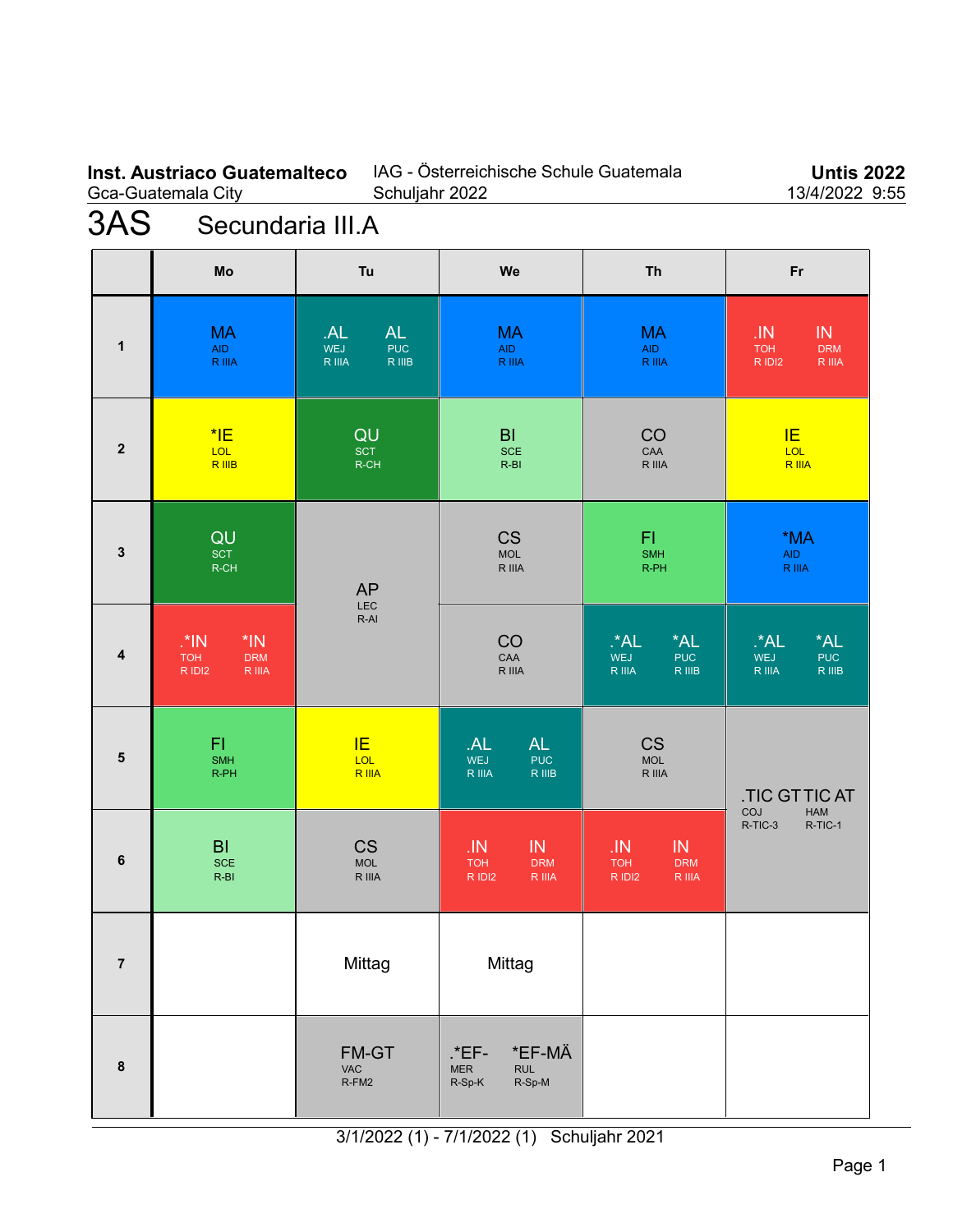**Inst. Austriaco Guatemalteco**
Gca-Guatemala City

IAG - Österreichische Schule Guatemala
Schuljahr 2022

**Untis 2022**
13/4/2022 9:55

# 3AS Secundaria III.A

| | Mo | Tu | We | Th | Fr |
|---|---|---|---|---|---|
| 1 | MA AID R IIIA | .AL WEJ R IIIA / AL PUC R IIIB | MA AID R IIIA | MA AID R IIIA | .IN TOH R IDI2 / IN DRM R IIIA |
| 2 | *IE LOL R IIIB | QU SCT R-CH | BI SCE R-BI | CO CAA R IIIA | IE LOL R IIIA |
| 3 | QU SCT R-CH | AP LEC R-AI | CS MOL R IIIA | FI SMH R-PH | *MA AID R IIIA |
| 4 | .*IN TOH R IDI2 / *IN DRM R IIIA | AP LEC R-AI | CO CAA R IIIA | .*AL WEJ R IIIA / *AL PUC R IIIB | .*AL WEJ R IIIA / *AL PUC R IIIB |
| 5 | FI SMH R-PH | IE LOL R IIIA | .AL WEJ R IIIA / AL PUC R IIIB | CS MOL R IIIA | .TIC GT COJ R-TIC-3 / TIC AT HAM R-TIC-1 |
| 6 | BI SCE R-BI | CS MOL R IIIA | .IN TOH R IDI2 / IN DRM R IIIA | .IN TOH R IDI2 / IN DRM R IIIA | .TIC GT COJ R-TIC-3 / TIC AT HAM R-TIC-1 |
| 7 | | Mittag | Mittag | | |
| 8 | | FM-GT VAC R-FM2 | .*EF- MER R-Sp-K / *EF-MÄ RUL R-Sp-M | | |

3/1/2022 (1) - 7/1/2022 (1) Schuljahr 2021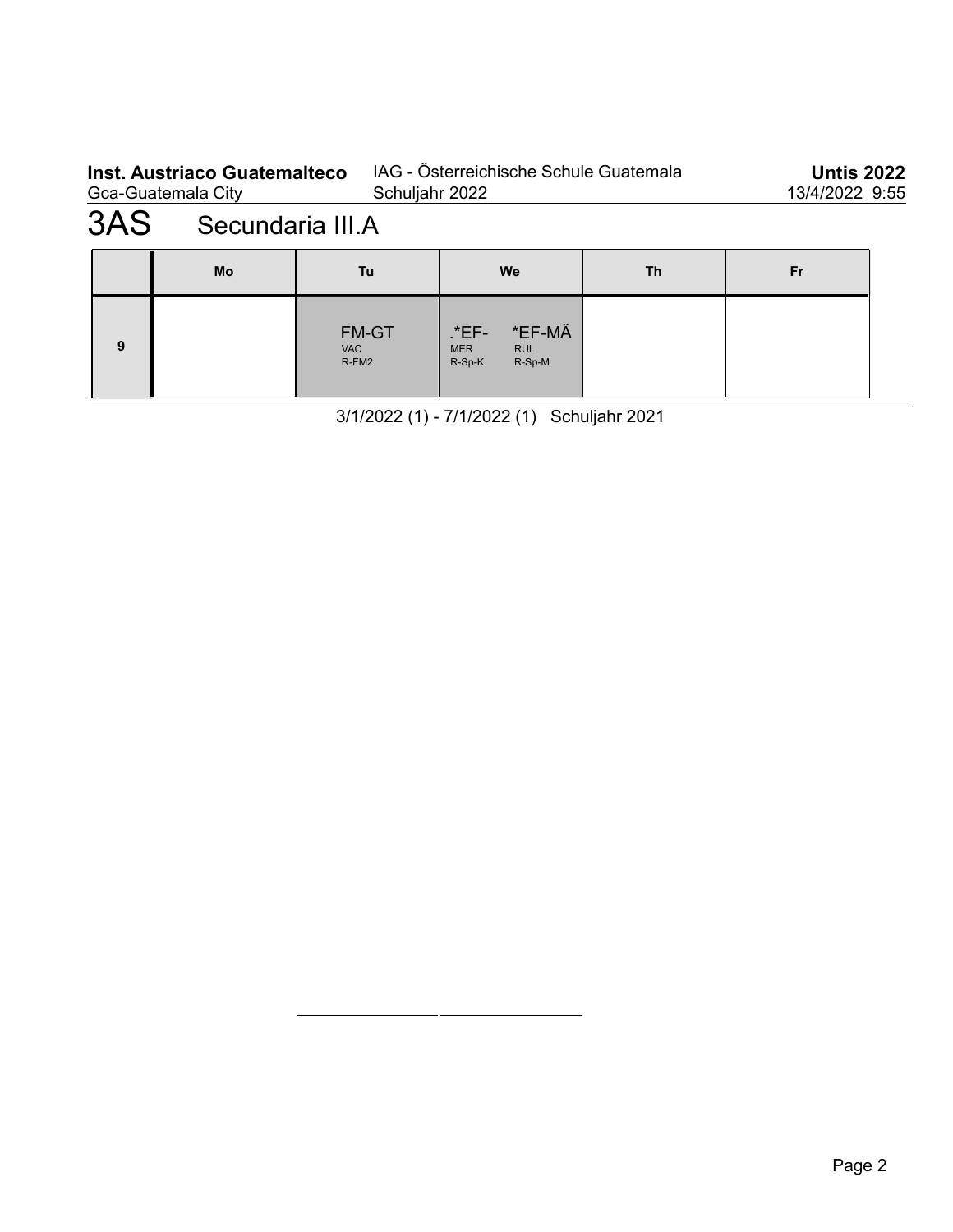**Inst. Austriaco Guatemalteco** IAG - Österreichische Schule Guatemala **Untis 2022**
Gca-Guatemala City Schuljahr 2022 13/4/2022 9:55

# 3AS Secundaria III.A

| | Mo | Tu | We | Th | Fr |
|---|---|---|---|---|---|
| 9 | | FM-GT VAC R-FM2 | .*EF- MER R-Sp-K *EF-MÄ RUL R-Sp-M | | |

3/1/2022 (1) - 7/1/2022 (1) Schuljahr 2021